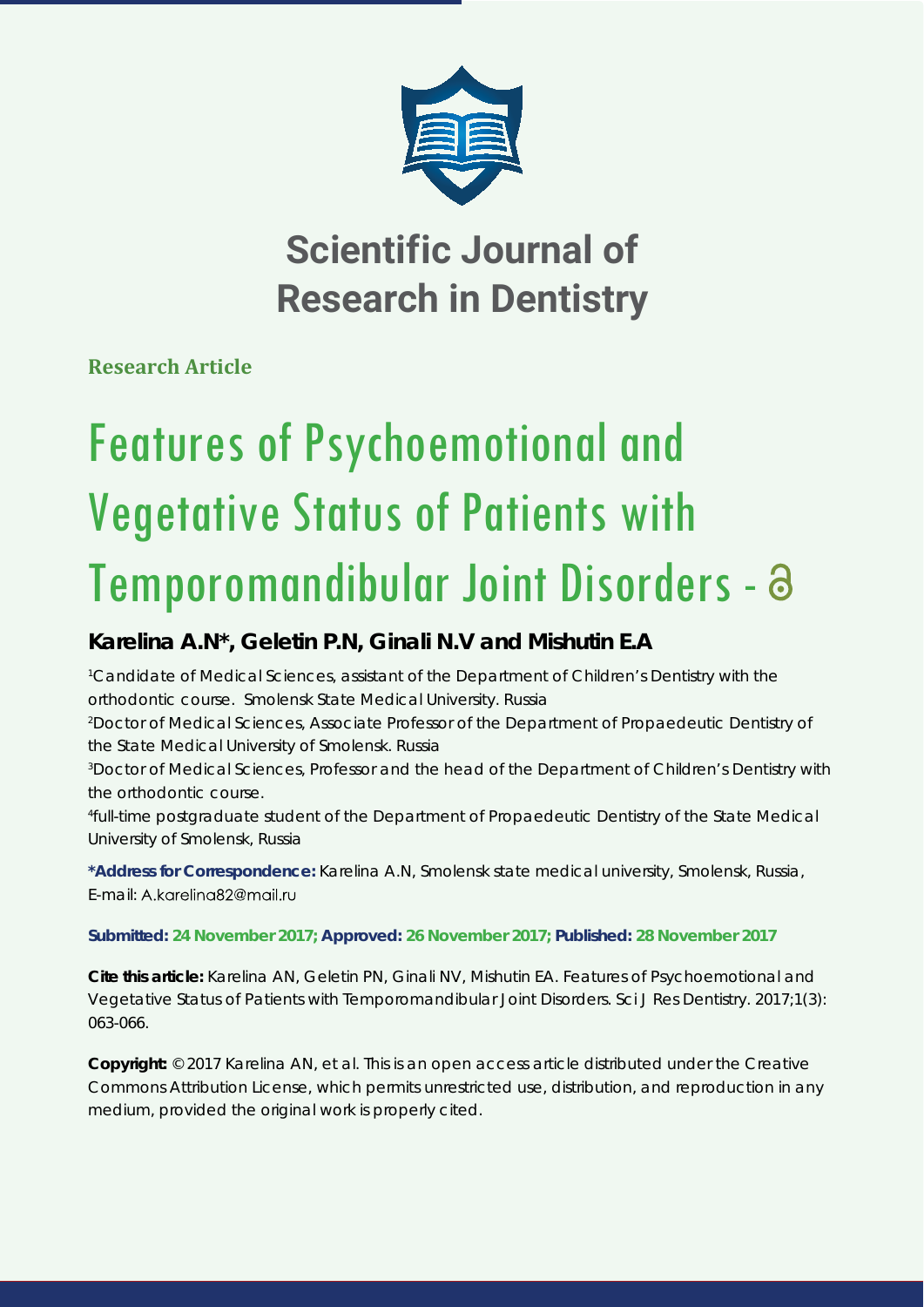# Scientific Journal of Research in Dentistry

**Research Article**

# Features of Psychoemotional and Vegetative Status of Patients with Temporomandibular Joint Disorders

## Karelina A.N*, Geletin P.N, Ginali N.V and Mishutin E.A

[1]Candidate of Medical Sciences, assistant of the Department of Children's Dentistry with the orthodontic course. Smolensk State Medical University. Russia

[2]Doctor of Medical Sciences, Associate Professor of the Department of Propaedeutic Dentistry of the State Medical University of Smolensk. Russia

[3]Doctor of Medical Sciences, Professor and the head of the Department of Children's Dentistry with the orthodontic course.

[4]full-time postgraduate student of the Department of Propaedeutic Dentistry of the State Medical University of Smolensk, Russia

**\*Address for Correspondence:** Karelina A.N, Smolensk state medical university, Smolensk, Russia, E-mail: A.karelina82@mail.ru

**Submitted: 24 November 2017; Approved: 26 November 2017; Published: 28 November 2017**

**Cite this article:** Karelina AN, Geletin PN, Ginali NV, Mishutin EA. Features of Psychoemotional and Vegetative Status of Patients with Temporomandibular Joint Disorders. Sci J Res Dentistry. 2017;1(3): 063-066.

**Copyright:** © 2017 Karelina AN, et al. This is an open access article distributed under the Creative Commons Attribution License, which permits unrestricted use, distribution, and reproduction in any medium, provided the original work is properly cited.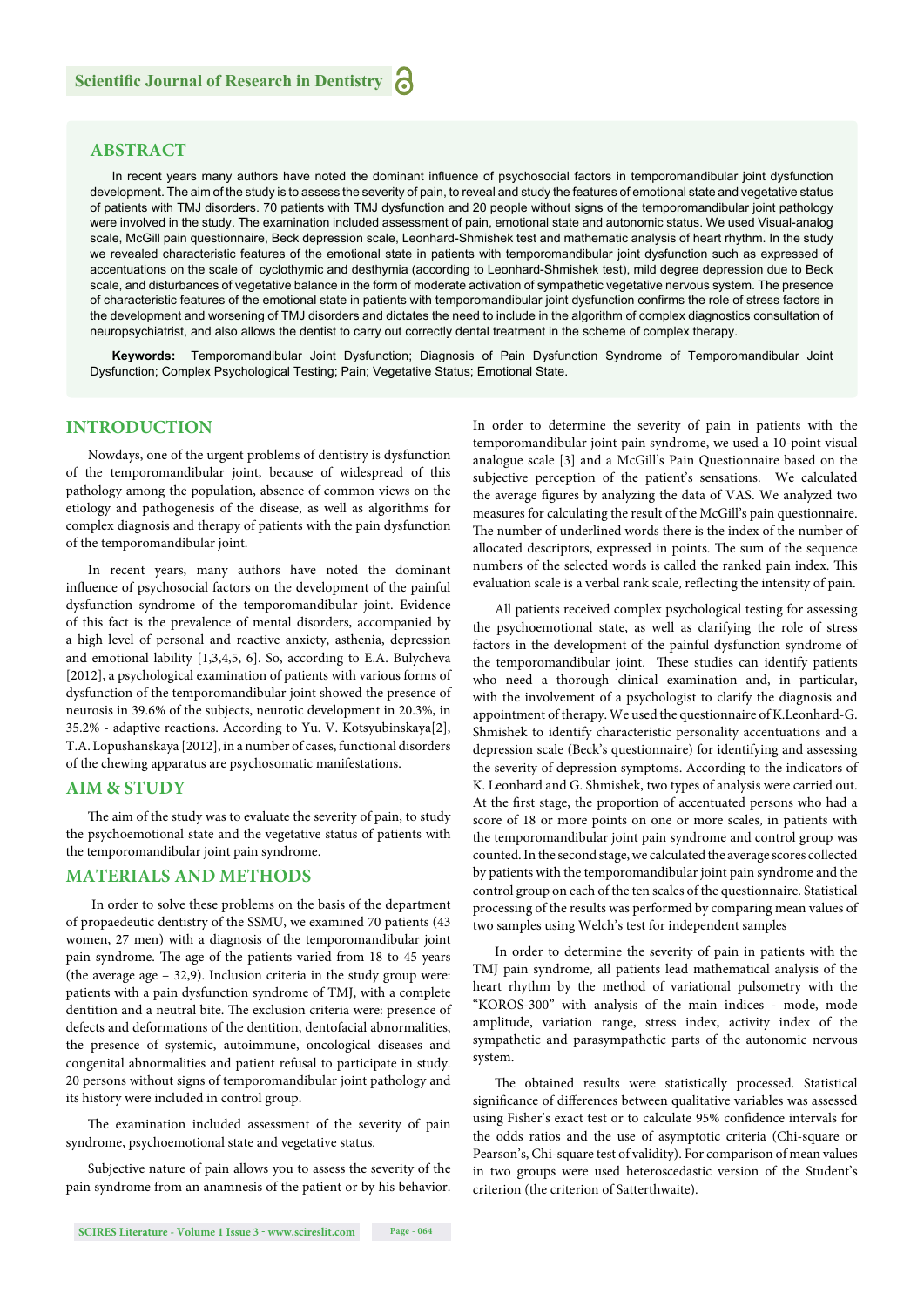## ABSTRACT

In recent years many authors have noted the dominant influence of psychosocial factors in temporomandibular joint dysfunction development. The aim of the study is to assess the severity of pain, to reveal and study the features of emotional state and vegetative status of patients with TMJ disorders. 70 patients with TMJ dysfunction and 20 people without signs of the temporomandibular joint pathology were involved in the study. The examination included assessment of pain, emotional state and autonomic status. We used Visual-analog scale, McGill pain questionnaire, Beck depression scale, Leonhard-Shmishek test and mathematic analysis of heart rhythm. In the study we revealed characteristic features of the emotional state in patients with temporomandibular joint dysfunction such as expressed of accentuations on the scale of cyclothymic and desthymia (according to Leonhard-Shmishek test), mild degree depression due to Beck scale, and disturbances of vegetative balance in the form of moderate activation of sympathetic vegetative nervous system. The presence of characteristic features of the emotional state in patients with temporomandibular joint dysfunction confirms the role of stress factors in the development and worsening of TMJ disorders and dictates the need to include in the algorithm of complex diagnostics consultation of neuropsychiatrist, and also allows the dentist to carry out correctly dental treatment in the scheme of complex therapy.

**Keywords:** Temporomandibular Joint Dysfunction; Diagnosis of Pain Dysfunction Syndrome of Temporomandibular Joint Dysfunction; Complex Psychological Testing; Pain; Vegetative Status; Emotional State.

## INTRODUCTION

Nowdays, one of the urgent problems of dentistry is dysfunction of the temporomandibular joint, because of widespread of this pathology among the population, absence of common views on the etiology and pathogenesis of the disease, as well as algorithms for complex diagnosis and therapy of patients with the pain dysfunction of the temporomandibular joint.

In recent years, many authors have noted the dominant influence of psychosocial factors on the development of the painful dysfunction syndrome of the temporomandibular joint. Evidence of this fact is the prevalence of mental disorders, accompanied by a high level of personal and reactive anxiety, asthenia, depression and emotional lability [1,3,4,5, 6]. So, according to E.A. Bulycheva [2012], a psychological examination of patients with various forms of dysfunction of the temporomandibular joint showed the presence of neurosis in 39.6% of the subjects, neurotic development in 20.3%, in 35.2% - adaptive reactions. According to Yu. V. Kotsyubinskaya[2], T.A. Lopushanskaya [2012], in a number of cases, functional disorders of the chewing apparatus are psychosomatic manifestations.

## AIM & STUDY

The aim of the study was to evaluate the severity of pain, to study the psychoemotional state and the vegetative status of patients with the temporomandibular joint pain syndrome.

## MATERIALS AND METHODS

In order to solve these problems on the basis of the department of propaedeutic dentistry of the SSMU, we examined 70 patients (43 women, 27 men) with a diagnosis of the temporomandibular joint pain syndrome. The age of the patients varied from 18 to 45 years (the average age – 32,9). Inclusion criteria in the study group were: patients with a pain dysfunction syndrome of TMJ, with a complete dentition and a neutral bite. The exclusion criteria were: presence of defects and deformations of the dentition, dentofacial abnormalities, the presence of systemic, autoimmune, oncological diseases and congenital abnormalities and patient refusal to participate in study. 20 persons without signs of temporomandibular joint pathology and its history were included in control group.

The examination included assessment of the severity of pain syndrome, psychoemotional state and vegetative status.

Subjective nature of pain allows you to assess the severity of the pain syndrome from an anamnesis of the patient or by his behavior. In order to determine the severity of pain in patients with the temporomandibular joint pain syndrome, we used a 10-point visual analogue scale [3] and a McGill's Pain Questionnaire based on the subjective perception of the patient's sensations. We calculated the average figures by analyzing the data of VAS. We analyzed two measures for calculating the result of the McGill's pain questionnaire. The number of underlined words there is the index of the number of allocated descriptors, expressed in points. The sum of the sequence numbers of the selected words is called the ranked pain index. This evaluation scale is a verbal rank scale, reflecting the intensity of pain.

All patients received complex psychological testing for assessing the psychoemotional state, as well as clarifying the role of stress factors in the development of the painful dysfunction syndrome of the temporomandibular joint. These studies can identify patients who need a thorough clinical examination and, in particular, with the involvement of a psychologist to clarify the diagnosis and appointment of therapy. We used the questionnaire of K.Leonhard-G. Shmishek to identify characteristic personality accentuations and a depression scale (Beck's questionnaire) for identifying and assessing the severity of depression symptoms. According to the indicators of K. Leonhard and G. Shmishek, two types of analysis were carried out. At the first stage, the proportion of accentuated persons who had a score of 18 or more points on one or more scales, in patients with the temporomandibular joint pain syndrome and control group was counted. In the second stage, we calculated the average scores collected by patients with the temporomandibular joint pain syndrome and the control group on each of the ten scales of the questionnaire. Statistical processing of the results was performed by comparing mean values of two samples using Welch's test for independent samples

In order to determine the severity of pain in patients with the TMJ pain syndrome, all patients lead mathematical analysis of the heart rhythm by the method of variational pulsometry with the "KOROS-300" with analysis of the main indices - mode, mode amplitude, variation range, stress index, activity index of the sympathetic and parasympathetic parts of the autonomic nervous system.

The obtained results were statistically processed. Statistical significance of differences between qualitative variables was assessed using Fisher's exact test or to calculate 95% confidence intervals for the odds ratios and the use of asymptotic criteria (Chi-square or Pearson's, Chi-square test of validity). For comparison of mean values in two groups were used heteroscedastic version of the Student's criterion (the criterion of Satterthwaite).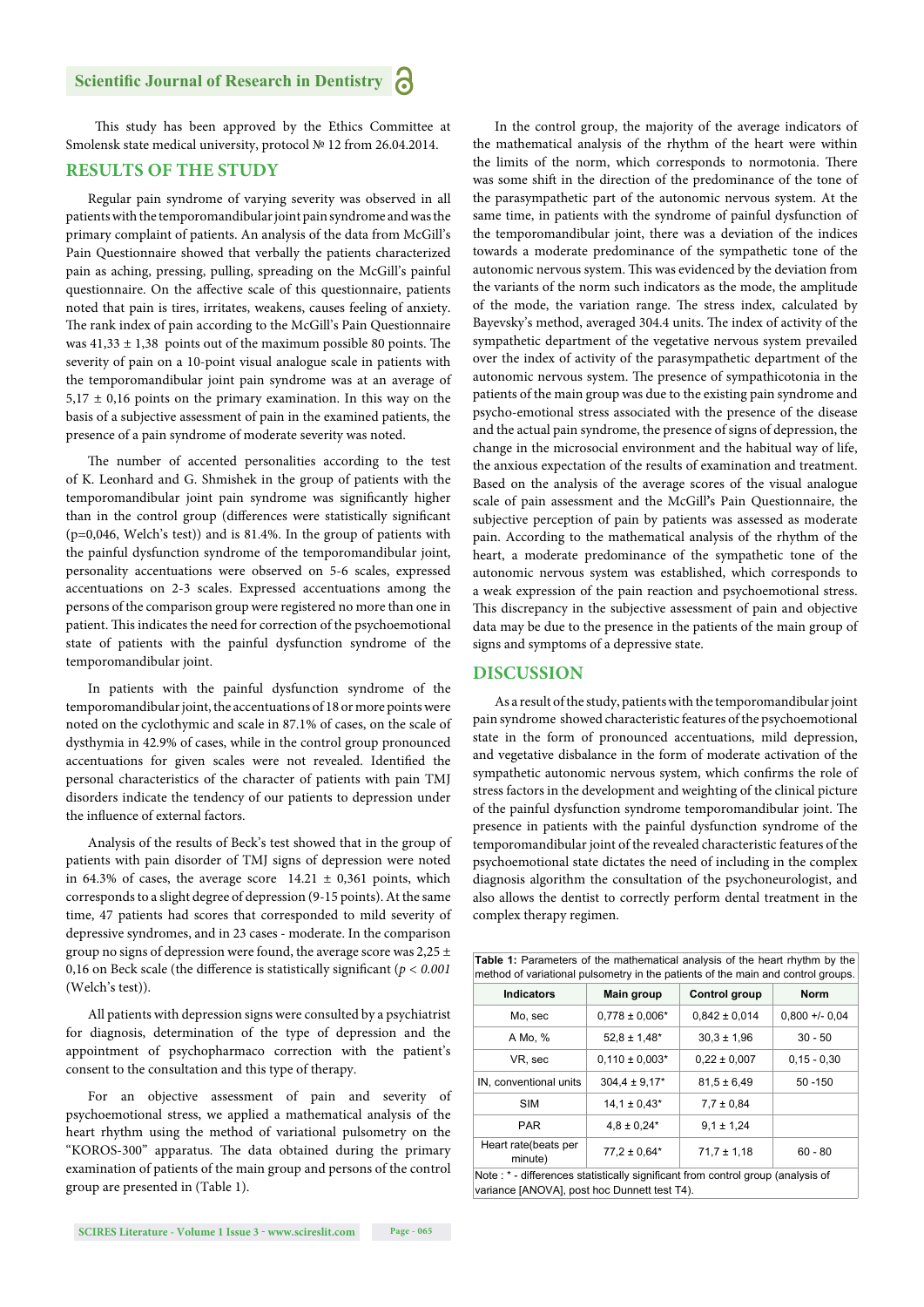This study has been approved by the Ethics Committee at Smolensk state medical university, protocol № 12 from 26.04.2014.

## RESULTS OF THE STUDY

Regular pain syndrome of varying severity was observed in all patients with the temporomandibular joint pain syndrome and was the primary complaint of patients. An analysis of the data from McGill's Pain Questionnaire showed that verbally the patients characterized pain as aching, pressing, pulling, spreading on the McGill's painful questionnaire. On the affective scale of this questionnaire, patients noted that pain is tires, irritates, weakens, causes feeling of anxiety. The rank index of pain according to the McGill's Pain Questionnaire was 41,33 ± 1,38 points out of the maximum possible 80 points. The severity of pain on a 10-point visual analogue scale in patients with the temporomandibular joint pain syndrome was at an average of 5,17 ± 0,16 points on the primary examination. In this way on the basis of a subjective assessment of pain in the examined patients, the presence of a pain syndrome of moderate severity was noted.

The number of accented personalities according to the test of K. Leonhard and G. Shmishek in the group of patients with the temporomandibular joint pain syndrome was significantly higher than in the control group (differences were statistically significant (p=0,046, Welch's test)) and is 81.4%. In the group of patients with the painful dysfunction syndrome of the temporomandibular joint, personality accentuations were observed on 5-6 scales, expressed accentuations on 2-3 scales. Expressed accentuations among the persons of the comparison group were registered no more than one in patient. This indicates the need for correction of the psychoemotional state of patients with the painful dysfunction syndrome of the temporomandibular joint.

In patients with the painful dysfunction syndrome of the temporomandibular joint, the accentuations of 18 or more points were noted on the cyclothymic and scale in 87.1% of cases, on the scale of dysthymia in 42.9% of cases, while in the control group pronounced accentuations for given scales were not revealed. Identified the personal characteristics of the character of patients with pain TMJ disorders indicate the tendency of our patients to depression under the influence of external factors.

Analysis of the results of Beck's test showed that in the group of patients with pain disorder of TMJ signs of depression were noted in 64.3% of cases, the average score 14.21 ± 0,361 points, which corresponds to a slight degree of depression (9-15 points). At the same time, 47 patients had scores that corresponded to mild severity of depressive syndromes, and in 23 cases - moderate. In the comparison group no signs of depression were found, the average score was 2,25 ± 0,16 on Beck scale (the difference is statistically significant (*p < 0.001* (Welch's test)).

All patients with depression signs were consulted by a psychiatrist for diagnosis, determination of the type of depression and the appointment of psychopharmaco correction with the patient's consent to the consultation and this type of therapy.

For an objective assessment of pain and severity of psychoemotional stress, we applied a mathematical analysis of the heart rhythm using the method of variational pulsometry on the "KOROS-300" apparatus. The data obtained during the primary examination of patients of the main group and persons of the control group are presented in (Table 1).

In the control group, the majority of the average indicators of the mathematical analysis of the rhythm of the heart were within the limits of the norm, which corresponds to normotonia. There was some shift in the direction of the predominance of the tone of the parasympathetic part of the autonomic nervous system. At the same time, in patients with the syndrome of painful dysfunction of the temporomandibular joint, there was a deviation of the indices towards a moderate predominance of the sympathetic tone of the autonomic nervous system. This was evidenced by the deviation from the variants of the norm such indicators as the mode, the amplitude of the mode, the variation range. The stress index, calculated by Bayevsky's method, averaged 304.4 units. The index of activity of the sympathetic department of the vegetative nervous system prevailed over the index of activity of the parasympathetic department of the autonomic nervous system. The presence of sympathicotonia in the patients of the main group was due to the existing pain syndrome and psycho-emotional stress associated with the presence of the disease and the actual pain syndrome, the presence of signs of depression, the change in the microsocial environment and the habitual way of life, the anxious expectation of the results of examination and treatment. Based on the analysis of the average scores of the visual analogue scale of pain assessment and the McGill's Pain Questionnaire, the subjective perception of pain by patients was assessed as moderate pain. According to the mathematical analysis of the rhythm of the heart, a moderate predominance of the sympathetic tone of the autonomic nervous system was established, which corresponds to a weak expression of the pain reaction and psychoemotional stress. This discrepancy in the subjective assessment of pain and objective data may be due to the presence in the patients of the main group of signs and symptoms of a depressive state.

## DISCUSSION

As a result of the study, patients with the temporomandibular joint pain syndrome showed characteristic features of the psychoemotional state in the form of pronounced accentuations, mild depression, and vegetative disbalance in the form of moderate activation of the sympathetic autonomic nervous system, which confirms the role of stress factors in the development and weighting of the clinical picture of the painful dysfunction syndrome temporomandibular joint. The presence in patients with the painful dysfunction syndrome of the temporomandibular joint of the revealed characteristic features of the psychoemotional state dictates the need of including in the complex diagnosis algorithm the consultation of the psychoneurologist, and also allows the dentist to correctly perform dental treatment in the complex therapy regimen.

**Table 1:** Parameters of the mathematical analysis of the heart rhythm by the method of variational pulsometry in the patients of the main and control groups.

| Indicators | Main group | Control group | Norm |
|---|---|---|---|
| Mo, sec | 0,778 ± 0,006* | 0,842 ± 0,014 | 0,800 +/- 0,04 |
| A Mo, % | 52,8 ± 1,48* | 30,3 ± 1,96 | 30 - 50 |
| VR, sec | 0,110 ± 0,003* | 0,22 ± 0,007 | 0,15 - 0,30 |
| IN, conventional units | 304,4 ± 9,17* | 81,5 ± 6,49 | 50 -150 |
| SIM | 14,1 ± 0,43* | 7,7 ± 0,84 | |
| PAR | 4,8 ± 0,24* | 9,1 ± 1,24 | |
| Heart rate(beats per minute) | 77,2 ± 0,64* | 71,7 ± 1,18 | 60 - 80 |

Note : * - differences statistically significant from control group (analysis of variance [ANOVA], post hoc Dunnett test T4).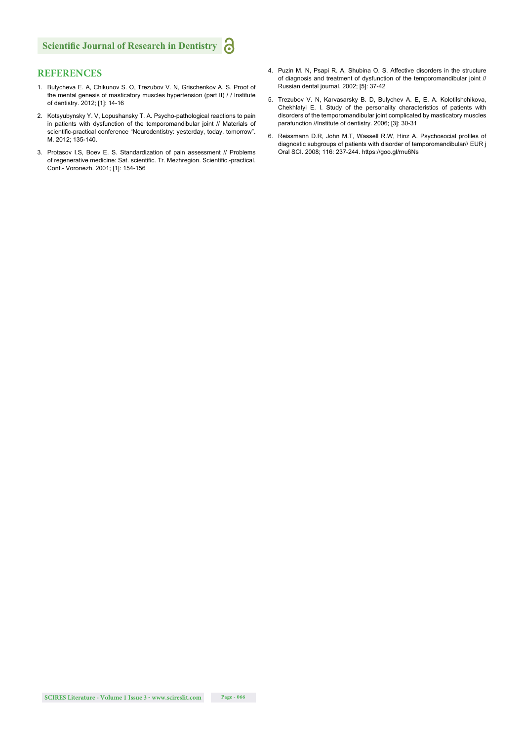## REFERENCES

1. Bulycheva E. A, Chikunov S. O, Trezubov V. N, Grischenkov A. S. Proof of the mental genesis of masticatory muscles hypertension (part II) / / Institute of dentistry. 2012; [1]: 14-16
2. Kotsyubynsky Y. V, Lopushansky T. A. Psycho-pathological reactions to pain in patients with dysfunction of the temporomandibular joint // Materials of scientific-practical conference "Neurodentistry: yesterday, today, tomorrow". M. 2012; 135-140.
3. Protasov I.S, Boev E. S. Standardization of pain assessment // Problems of regenerative medicine: Sat. scientific. Tr. Mezhregion. Scientific.-practical. Conf.- Voronezh. 2001; [1]: 154-156
4. Puzin M. N, Psapi R. A, Shubina O. S. Affective disorders in the structure of diagnosis and treatment of dysfunction of the temporomandibular joint // Russian dental journal. 2002; [5]: 37-42
5. Trezubov V. N, Karvasarsky B. D, Bulychev A. E, E. A. Kolotilshchikova, Chekhlatyi E. I. Study of the personality characteristics of patients with disorders of the temporomandibular joint complicated by masticatory muscles parafunction //Institute of dentistry. 2006; [3]: 30-31
6. Reissmann D.R, John M.T, Wassell R.W, Hinz A. Psychosocial profiles of diagnostic subgroups of patients with disorder of temporomandibular// EUR j Oral SCI. 2008; 116: 237-244. https://goo.gl/rnu6Ns